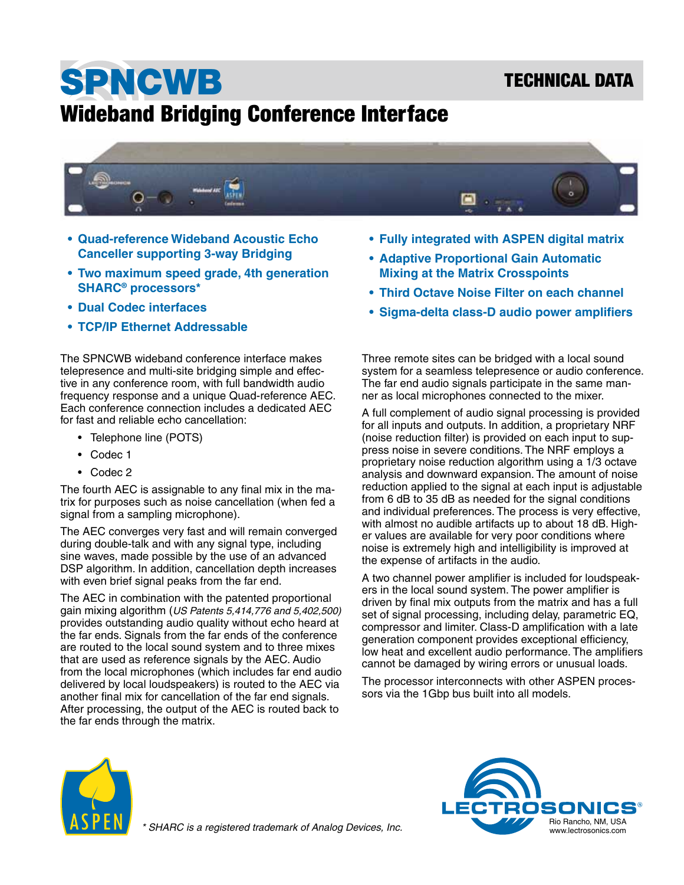# SPNCWB

**TECHNICAL DATA**

## Wideband Bridging Conference Interface

- **Quad-reference Wideband Acoustic Echo Canceller supporting 3-way Bridging**
- **Two maximum speed grade, 4th generation SHARC® processors***
- **Dual Codec interfaces**
- **TCP/IP Ethernet Addressable**
- **Fully integrated with ASPEN digital matrix**
- **Adaptive Proportional Gain Automatic Mixing at the Matrix Crosspoints**
- **Third Octave Noise Filter on each channel**
- **Sigma-delta class-D audio power amplifiers**

The SPNCWB wideband conference interface makes telepresence and multi-site bridging simple and effective in any conference room, with full bandwidth audio frequency response and a unique Quad-reference AEC. Each conference connection includes a dedicated AEC for fast and reliable echo cancellation:

- Telephone line (POTS)
- Codec 1
- Codec 2

The fourth AEC is assignable to any final mix in the matrix for purposes such as noise cancellation (when fed a signal from a sampling microphone).

The AEC converges very fast and will remain converged during double-talk and with any signal type, including sine waves, made possible by the use of an advanced DSP algorithm. In addition, cancellation depth increases with even brief signal peaks from the far end.

The AEC in combination with the patented proportional gain mixing algorithm (*US Patents 5,414,776 and 5,402,500)* provides outstanding audio quality without echo heard at the far ends. Signals from the far ends of the conference are routed to the local sound system and to three mixes that are used as reference signals by the AEC. Audio from the local microphones (which includes far end audio delivered by local loudspeakers) is routed to the AEC via another final mix for cancellation of the far end signals. After processing, the output of the AEC is routed back to the far ends through the matrix.

Three remote sites can be bridged with a local sound system for a seamless telepresence or audio conference. The far end audio signals participate in the same manner as local microphones connected to the mixer.

A full complement of audio signal processing is provided for all inputs and outputs. In addition, a proprietary NRF (noise reduction filter) is provided on each input to suppress noise in severe conditions. The NRF employs a proprietary noise reduction algorithm using a 1/3 octave analysis and downward expansion. The amount of noise reduction applied to the signal at each input is adjustable from 6 dB to 35 dB as needed for the signal conditions and individual preferences. The process is very effective, with almost no audible artifacts up to about 18 dB. Higher values are available for very poor conditions where noise is extremely high and intelligibility is improved at the expense of artifacts in the audio.

A two channel power amplifier is included for loudspeakers in the local sound system. The power amplifier is driven by final mix outputs from the matrix and has a full set of signal processing, including delay, parametric EQ, compressor and limiter. Class-D amplification with a late generation component provides exceptional efficiency, low heat and excellent audio performance. The amplifiers cannot be damaged by wiring errors or unusual loads.

The processor interconnects with other ASPEN processors via the 1Gbp bus built into all models.

*\* SHARC is a registered trademark of Analog Devices, Inc.*

LECTROSONICS®
Rio Rancho, NM, USA
www.lectrosonics.com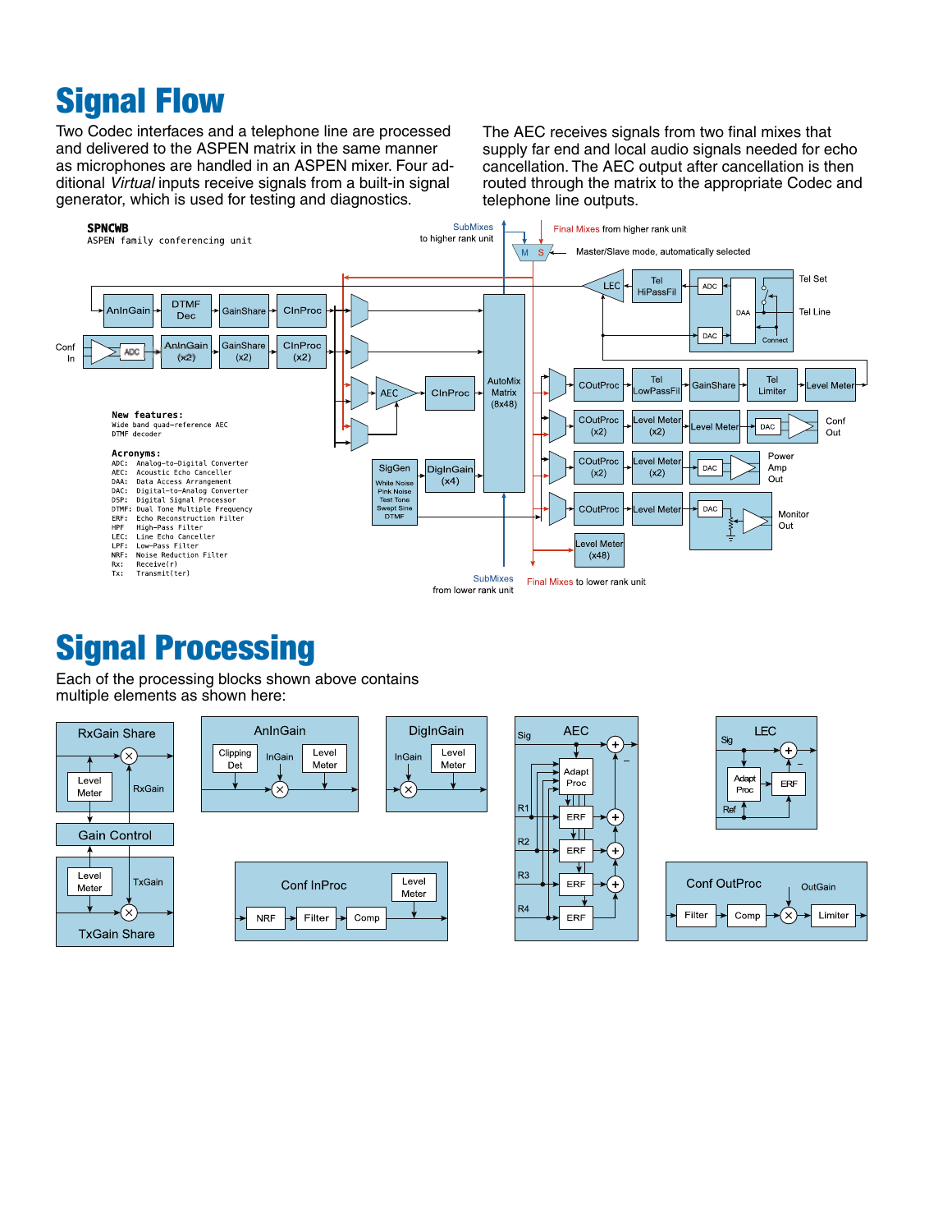# Signal Flow

Two Codec interfaces and a telephone line are processed and delivered to the ASPEN matrix in the same manner as microphones are handled in an ASPEN mixer. Four additional *Virtual* inputs receive signals from a built-in signal generator, which is used for testing and diagnostics.

The AEC receives signals from two final mixes that supply far end and local audio signals needed for echo cancellation. The AEC output after cancellation is then routed through the matrix to the appropriate Codec and telephone line outputs.

**SPNCWB**
ASPEN family conferencing unit

**New features:**
Wide band quad-reference AEC
DTMF decoder

**Acronyms:**

- ADC: Analog-to-Digital Converter
- AEC: Acoustic Echo Canceller
- DAA: Data Access Arrangement
- DAC: Digital-to-Analog Converter
- DSP: Digital Signal Processor
- DTMF: Dual Tone Multiple Frequency
- ERF: Echo Reconstruction Filter
- HPF: High-Pass Filter
- LEC: Line Echo Canceller
- LPF: Low-Pass Filter
- NRF: Noise Reduction Filter
- Rx: Receive(r)
- Tx: Transmit(ter)

# Signal Processing

Each of the processing blocks shown above contains multiple elements as shown here: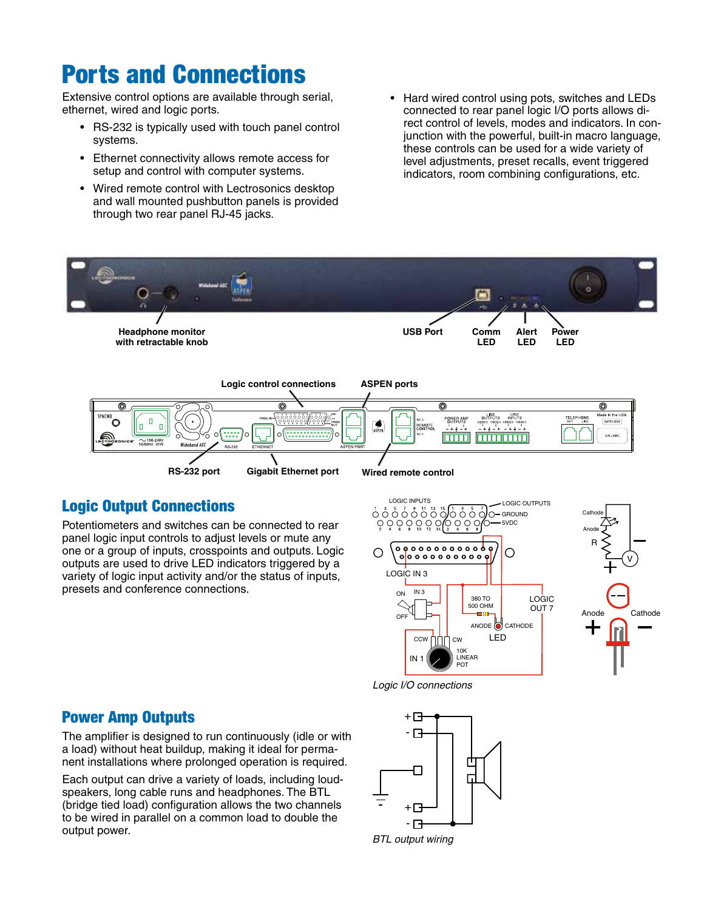# Ports and Connections

Extensive control options are available through serial, ethernet, wired and logic ports.

- RS-232 is typically used with touch panel control systems.
- Ethernet connectivity allows remote access for setup and control with computer systems.
- Wired remote control with Lectrosonics desktop and wall mounted pushbutton panels is provided through two rear panel RJ-45 jacks.
- Hard wired control using pots, switches and LEDs connected to rear panel logic I/O ports allows direct control of levels, modes and indicators. In conjunction with the powerful, built-in macro language, these controls can be used for a wide variety of level adjustments, preset recalls, event triggered indicators, room combining configurations, etc.

Headphone monitor with retractable knob

USB Port

Comm LED

Alert LED

Power LED

Logic control connections

ASPEN ports

RS-232 port

Gigabit Ethernet port

Wired remote control

## Logic Output Connections

Potentiometers and switches can be connected to rear panel logic input controls to adjust levels or mute any one or a group of inputs, crosspoints and outputs. Logic outputs are used to drive LED indicators triggered by a variety of logic input activity and/or the status of inputs, presets and conference connections.

*Logic I/O connections*

## Power Amp Outputs

The amplifier is designed to run continuously (idle or with a load) without heat buildup, making it ideal for permanent installations where prolonged operation is required.

Each output can drive a variety of loads, including loudspeakers, long cable runs and headphones. The BTL (bridge tied load) configuration allows the two channels to be wired in parallel on a common load to double the output power.

*BTL output wiring*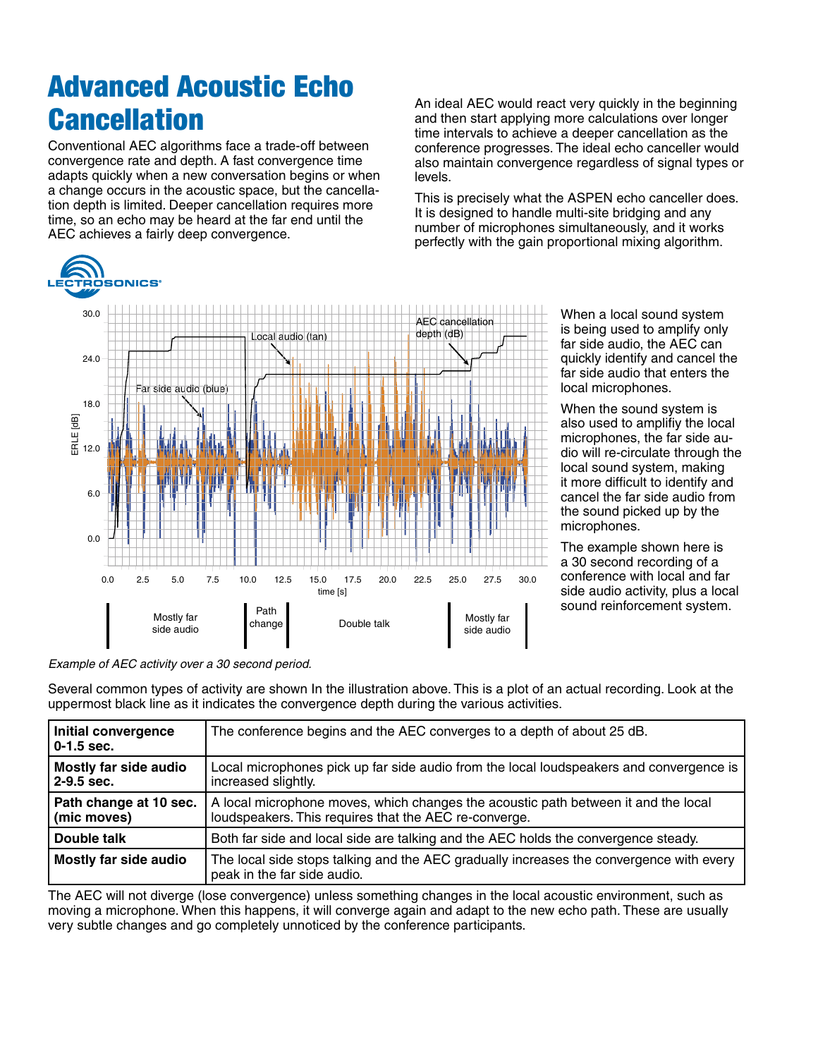# Advanced Acoustic Echo Cancellation

Conventional AEC algorithms face a trade-off between convergence rate and depth. A fast convergence time adapts quickly when a new conversation begins or when a change occurs in the acoustic space, but the cancellation depth is limited. Deeper cancellation requires more time, so an echo may be heard at the far end until the AEC achieves a fairly deep convergence.

An ideal AEC would react very quickly in the beginning and then start applying more calculations over longer time intervals to achieve a deeper cancellation as the conference progresses. The ideal echo canceller would also maintain convergence regardless of signal types or levels.

This is precisely what the ASPEN echo canceller does. It is designed to handle multi-site bridging and any number of microphones simultaneously, and it works perfectly with the gain proportional mixing algorithm.

When a local sound system is being used to amplify only far side audio, the AEC can quickly identify and cancel the far side audio that enters the local microphones.

When the sound system is also used to amplifiy the local microphones, the far side audio will re-circulate through the local sound system, making it more difficult to identify and cancel the far side audio from the sound picked up by the microphones.

The example shown here is a 30 second recording of a conference with local and far side audio activity, plus a local sound reinforcement system.

*Example of AEC activity over a 30 second period.*

Several common types of activity are shown In the illustration above. This is a plot of an actual recording. Look at the uppermost black line as it indicates the convergence depth during the various activities.

| **Initial convergence 0-1.5 sec.** | The conference begins and the AEC converges to a depth of about 25 dB. |
|---|---|
| **Mostly far side audio 2-9.5 sec.** | Local microphones pick up far side audio from the local loudspeakers and convergence is increased slightly. |
| **Path change at 10 sec. (mic moves)** | A local microphone moves, which changes the acoustic path between it and the local loudspeakers. This requires that the AEC re-converge. |
| **Double talk** | Both far side and local side are talking and the AEC holds the convergence steady. |
| **Mostly far side audio** | The local side stops talking and the AEC gradually increases the convergence with every peak in the far side audio. |

The AEC will not diverge (lose convergence) unless something changes in the local acoustic environment, such as moving a microphone. When this happens, it will converge again and adapt to the new echo path. These are usually very subtle changes and go completely unnoticed by the conference participants.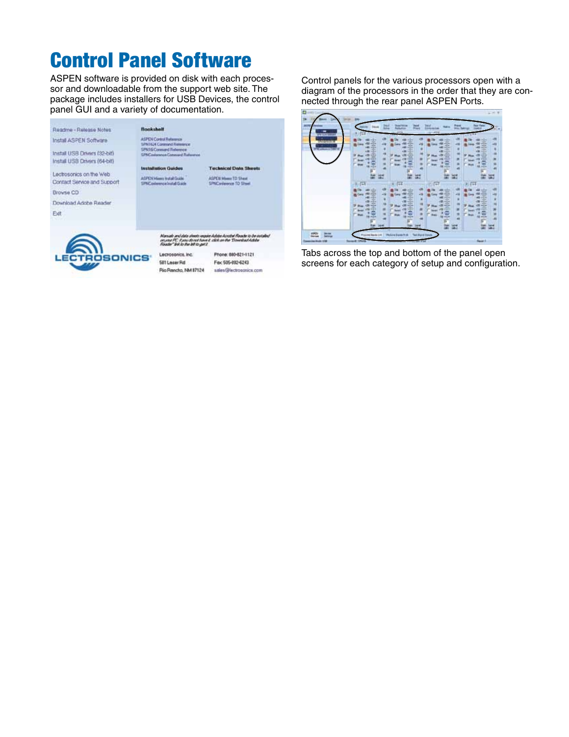# Control Panel Software

ASPEN software is provided on disk with each processor and downloadable from the support web site. The package includes installers for USB Devices, the control panel GUI and a variety of documentation.

Control panels for the various processors open with a diagram of the processors in the order that they are connected through the rear panel ASPEN Ports.

Tabs across the top and bottom of the panel open screens for each category of setup and configuration.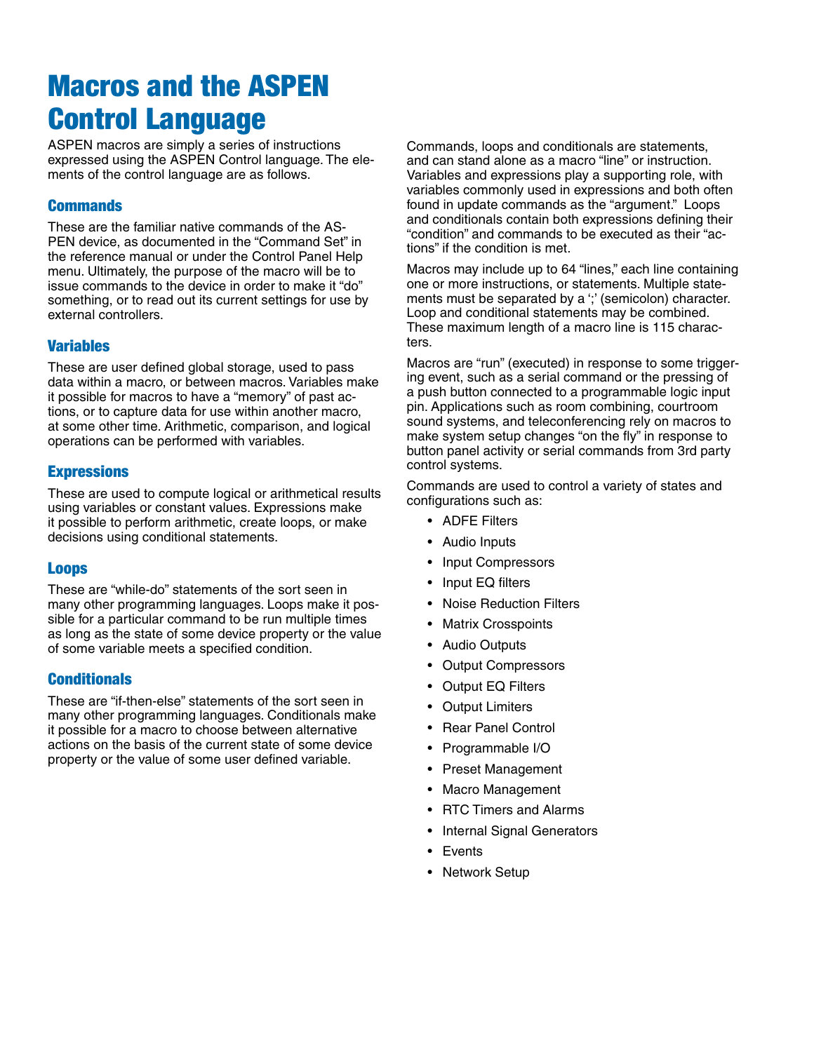# Macros and the ASPEN Control Language

ASPEN macros are simply a series of instructions expressed using the ASPEN Control language. The elements of the control language are as follows.

## Commands

These are the familiar native commands of the ASPEN device, as documented in the "Command Set" in the reference manual or under the Control Panel Help menu. Ultimately, the purpose of the macro will be to issue commands to the device in order to make it "do" something, or to read out its current settings for use by external controllers.

## Variables

These are user defined global storage, used to pass data within a macro, or between macros. Variables make it possible for macros to have a "memory" of past actions, or to capture data for use within another macro, at some other time. Arithmetic, comparison, and logical operations can be performed with variables.

## Expressions

These are used to compute logical or arithmetical results using variables or constant values. Expressions make it possible to perform arithmetic, create loops, or make decisions using conditional statements.

## Loops

These are "while-do" statements of the sort seen in many other programming languages. Loops make it possible for a particular command to be run multiple times as long as the state of some device property or the value of some variable meets a specified condition.

## Conditionals

These are "if-then-else" statements of the sort seen in many other programming languages. Conditionals make it possible for a macro to choose between alternative actions on the basis of the current state of some device property or the value of some user defined variable.

Commands, loops and conditionals are statements, and can stand alone as a macro "line" or instruction. Variables and expressions play a supporting role, with variables commonly used in expressions and both often found in update commands as the "argument." Loops and conditionals contain both expressions defining their "condition" and commands to be executed as their "actions" if the condition is met.

Macros may include up to 64 "lines," each line containing one or more instructions, or statements. Multiple statements must be separated by a ';' (semicolon) character. Loop and conditional statements may be combined. These maximum length of a macro line is 115 characters.

Macros are "run" (executed) in response to some triggering event, such as a serial command or the pressing of a push button connected to a programmable logic input pin. Applications such as room combining, courtroom sound systems, and teleconferencing rely on macros to make system setup changes "on the fly" in response to button panel activity or serial commands from 3rd party control systems.

Commands are used to control a variety of states and configurations such as:

- ADFE Filters
- Audio Inputs
- Input Compressors
- Input EQ filters
- Noise Reduction Filters
- Matrix Crosspoints
- Audio Outputs
- Output Compressors
- Output EQ Filters
- Output Limiters
- Rear Panel Control
- Programmable I/O
- Preset Management
- Macro Management
- RTC Timers and Alarms
- Internal Signal Generators
- Events
- Network Setup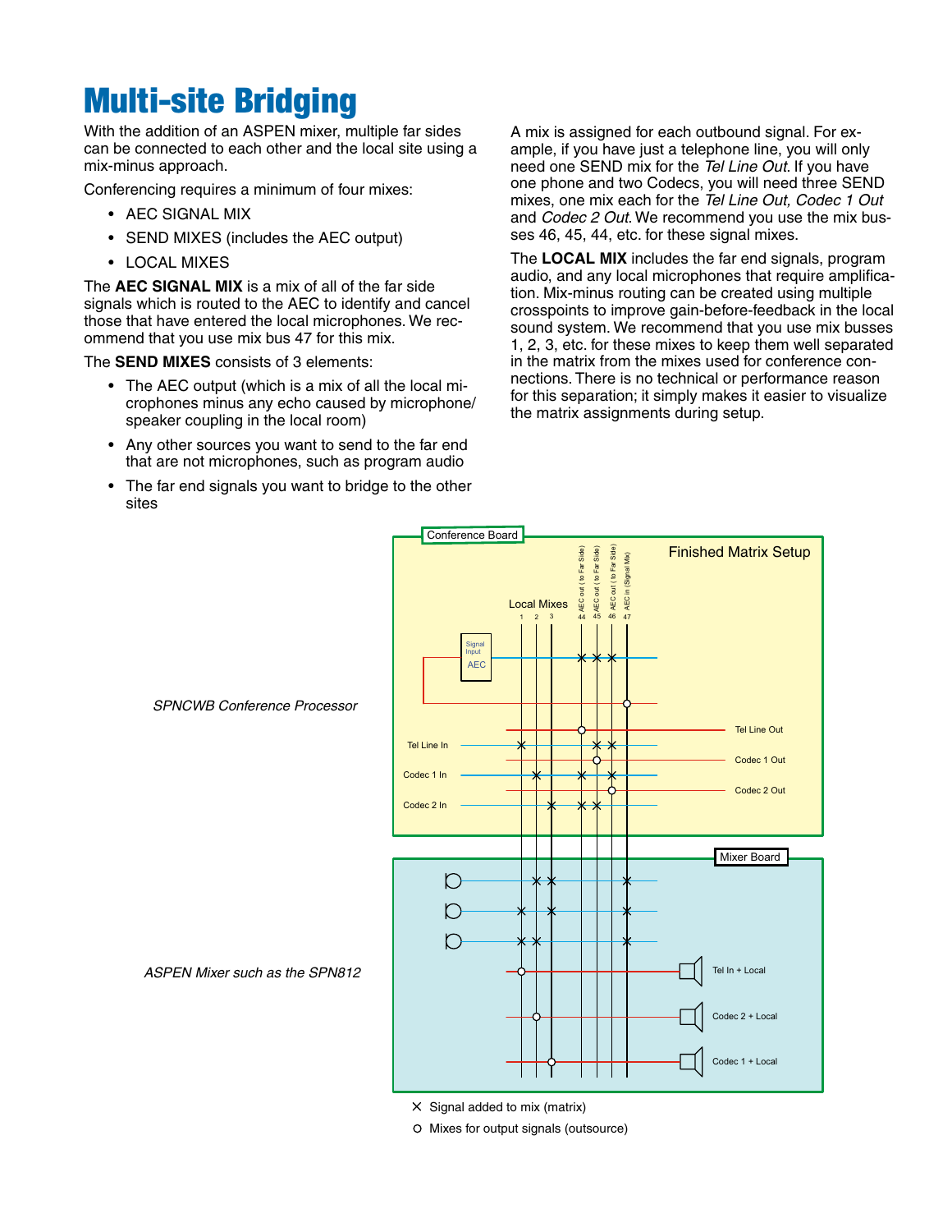# Multi-site Bridging

With the addition of an ASPEN mixer, multiple far sides can be connected to each other and the local site using a mix-minus approach.

Conferencing requires a minimum of four mixes:

- AEC SIGNAL MIX
- SEND MIXES (includes the AEC output)
- LOCAL MIXES

The **AEC SIGNAL MIX** is a mix of all of the far side signals which is routed to the AEC to identify and cancel those that have entered the local microphones. We recommend that you use mix bus 47 for this mix.

The **SEND MIXES** consists of 3 elements:

- The AEC output (which is a mix of all the local microphones minus any echo caused by microphone/speaker coupling in the local room)
- Any other sources you want to send to the far end that are not microphones, such as program audio
- The far end signals you want to bridge to the other sites

A mix is assigned for each outbound signal. For example, if you have just a telephone line, you will only need one SEND mix for the *Tel Line Out*. If you have one phone and two Codecs, you will need three SEND mixes, one mix each for the *Tel Line Out, Codec 1 Out* and *Codec 2 Out*. We recommend you use the mix busses 46, 45, 44, etc. for these signal mixes.

The **LOCAL MIX** includes the far end signals, program audio, and any local microphones that require amplification. Mix-minus routing can be created using multiple crosspoints to improve gain-before-feedback in the local sound system. We recommend that you use mix busses 1, 2, 3, etc. for these mixes to keep them well separated in the matrix from the mixes used for conference connections. There is no technical or performance reason for this separation; it simply makes it easier to visualize the matrix assignments during setup.

*SPNCWB Conference Processor*

*ASPEN Mixer such as the SPN812*

Conference Board — Finished Matrix Setup

Mixer Board

× Signal added to mix (matrix)

○ Mixes for output signals (outsource)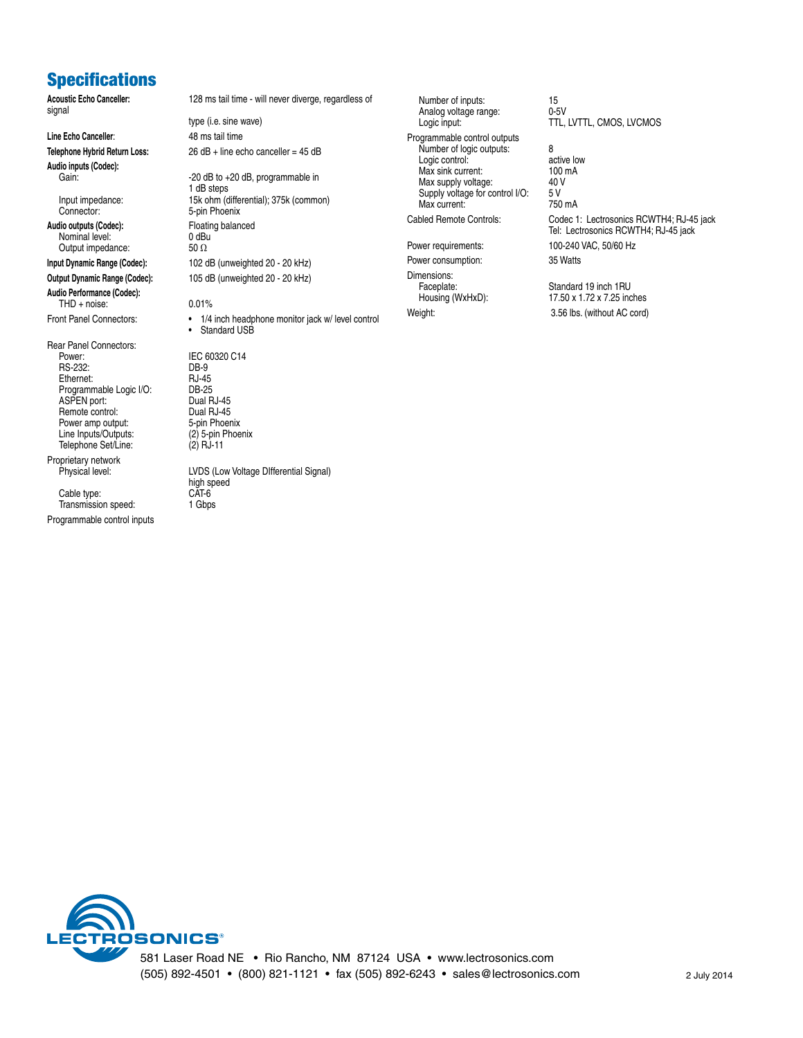## Specifications

| | |
|---|---|
| **Acoustic Echo Canceller:** | 128 ms tail time - will never diverge, regardless of signal type (i.e. sine wave) |
| **Line Echo Canceller:** | 48 ms tail time |
| **Telephone Hybrid Return Loss:** | 26 dB + line echo canceller = 45 dB |
| **Audio inputs (Codec):** | |
| Gain: | -20 dB to +20 dB, programmable in 1 dB steps |
| Input impedance: | 15k ohm (differential); 375k (common) |
| Connector: | 5-pin Phoenix |
| **Audio outputs (Codec):** | Floating balanced |
| Nominal level: | 0 dBu |
| Output impedance: | 50 Ω |
| **Input Dynamic Range (Codec):** | 102 dB (unweighted 20 - 20 kHz) |
| **Output Dynamic Range (Codec):** | 105 dB (unweighted 20 - 20 kHz) |
| **Audio Performance (Codec):** | |
| THD + noise: | 0.01% |
| Front Panel Connectors: | • 1/4 inch headphone monitor jack w/ level control<br>• Standard USB |
| Rear Panel Connectors: | |
| Power: | IEC 60320 C14 |
| RS-232: | DB-9 |
| Ethernet: | RJ-45 |
| Programmable Logic I/O: | DB-25 |
| ASPEN port: | Dual RJ-45 |
| Remote control: | Dual RJ-45 |
| Power amp output: | 5-pin Phoenix |
| Line Inputs/Outputs: | (2) 5-pin Phoenix |
| Telephone Set/Line: | (2) RJ-11 |
| Proprietary network | |
| Physical level: | LVDS (Low Voltage DIfferential Signal) high speed |
| Cable type: | CAT-6 |
| Transmission speed: | 1 Gbps |
| Programmable control inputs | |
| Number of inputs: | 15 |
| Analog voltage range: | 0-5V |
| Logic input: | TTL, LVTTL, CMOS, LVCMOS |
| Programmable control outputs | |
| Number of logic outputs: | 8 |
| Logic control: | active low |
| Max sink current: | 100 mA |
| Max supply voltage: | 40 V |
| Supply voltage for control I/O: | 5 V |
| Max current: | 750 mA |
| Cabled Remote Controls: | Codec 1: Lectrosonics RCWTH4; RJ-45 jack<br>Tel: Lectrosonics RCWTH4; RJ-45 jack |
| Power requirements: | 100-240 VAC, 50/60 Hz |
| Power consumption: | 35 Watts |
| Dimensions: | |
| Faceplate: | Standard 19 inch 1RU |
| Housing (WxHxD): | 17.50 x 1.72 x 7.25 inches |
| Weight: | 3.56 lbs. (without AC cord) |

LECTROSONICS®

581 Laser Road NE • Rio Rancho, NM 87124 USA • www.lectrosonics.com
(505) 892-4501 • (800) 821-1121 • fax (505) 892-6243 • sales@lectrosonics.com

2 July 2014